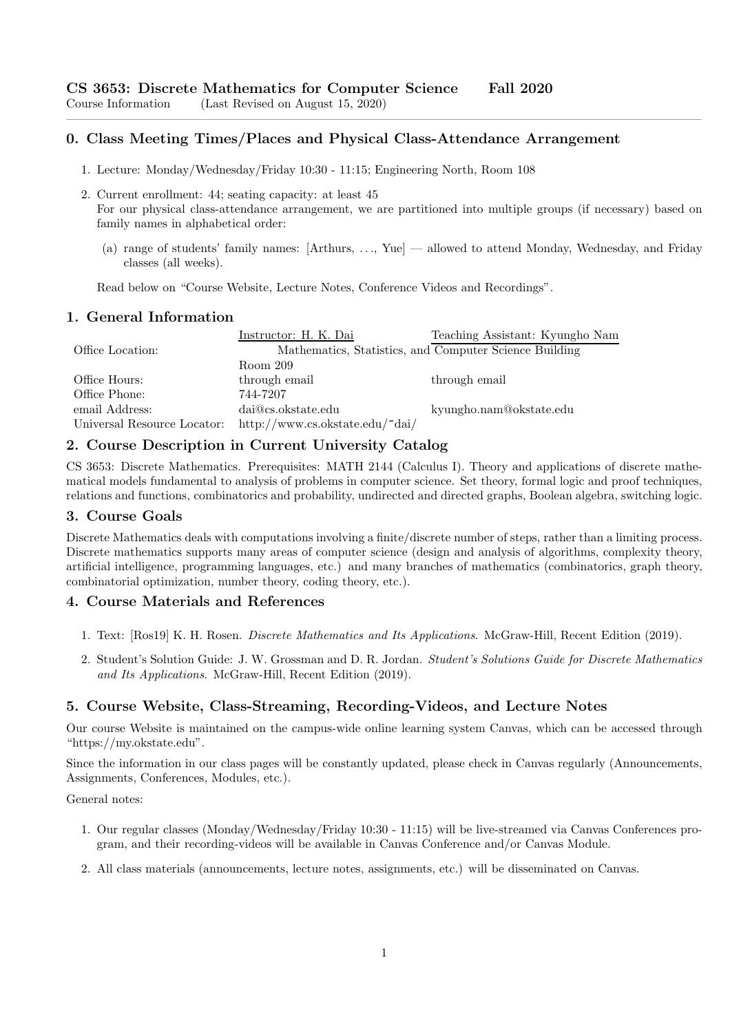# CS 3653: Discrete Mathematics for Computer Science Fall 2020

Course Information (Last Revised on August 15, 2020)

## 0. Class Meeting Times/Places and Physical Class-Attendance Arrangement

1. Lecture: Monday/Wednesday/Friday 10:30 - 11:15; Engineering North, Room 108
2. Current enrollment: 44; seating capacity: at least 45
   For our physical class-attendance arrangement, we are partitioned into multiple groups (if necessary) based on family names in alphabetical order:
   (a) range of students' family names: [Arthurs, ..., Yue] — allowed to attend Monday, Wednesday, and Friday classes (all weeks).

   Read below on "Course Website, Lecture Notes, Conference Videos and Recordings".

## 1. General Information

| | Instructor: H. K. Dai | Teaching Assistant: Kyungho Nam |
|---|---|---|
| Office Location: | Mathematics, Statistics, and Computer Science Building Room 209 | |
| Office Hours: | through email | through email |
| Office Phone: | 744-7207 | |
| email Address: | dai@cs.okstate.edu | kyungho.nam@okstate.edu |
| Universal Resource Locator: | http://www.cs.okstate.edu/~dai/ | |

## 2. Course Description in Current University Catalog

CS 3653: Discrete Mathematics. Prerequisites: MATH 2144 (Calculus I). Theory and applications of discrete mathematical models fundamental to analysis of problems in computer science. Set theory, formal logic and proof techniques, relations and functions, combinatorics and probability, undirected and directed graphs, Boolean algebra, switching logic.

## 3. Course Goals

Discrete Mathematics deals with computations involving a finite/discrete number of steps, rather than a limiting process. Discrete mathematics supports many areas of computer science (design and analysis of algorithms, complexity theory, artificial intelligence, programming languages, etc.) and many branches of mathematics (combinatorics, graph theory, combinatorial optimization, number theory, coding theory, etc.).

## 4. Course Materials and References

1. Text: [Ros19] K. H. Rosen. *Discrete Mathematics and Its Applications*. McGraw-Hill, Recent Edition (2019).
2. Student's Solution Guide: J. W. Grossman and D. R. Jordan. *Student's Solutions Guide for Discrete Mathematics and Its Applications*. McGraw-Hill, Recent Edition (2019).

## 5. Course Website, Class-Streaming, Recording-Videos, and Lecture Notes

Our course Website is maintained on the campus-wide online learning system Canvas, which can be accessed through "https://my.okstate.edu".

Since the information in our class pages will be constantly updated, please check in Canvas regularly (Announcements, Assignments, Conferences, Modules, etc.).

General notes:

1. Our regular classes (Monday/Wednesday/Friday 10:30 - 11:15) will be live-streamed via Canvas Conferences program, and their recording-videos will be available in Canvas Conference and/or Canvas Module.
2. All class materials (announcements, lecture notes, assignments, etc.) will be disseminated on Canvas.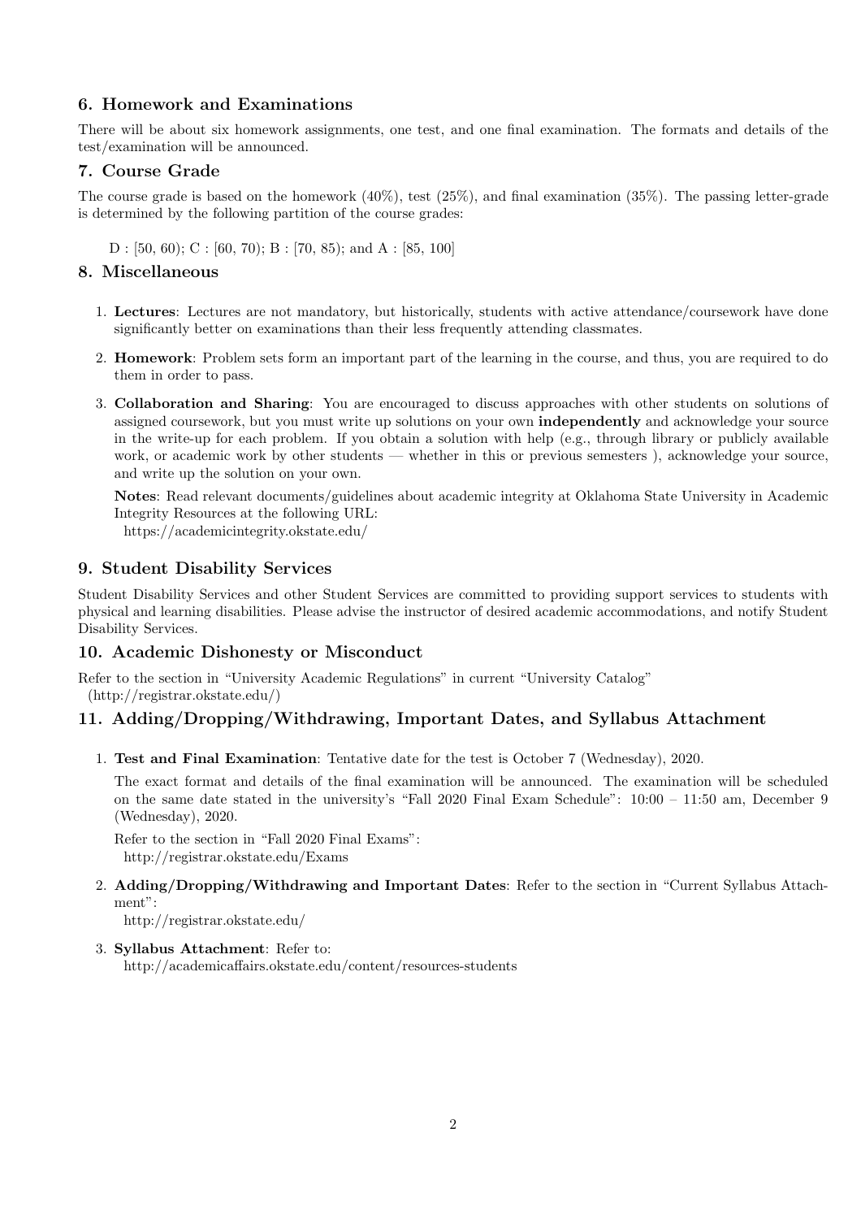## 6. Homework and Examinations

There will be about six homework assignments, one test, and one final examination. The formats and details of the test/examination will be announced.

## 7. Course Grade

The course grade is based on the homework (40%), test (25%), and final examination (35%). The passing letter-grade is determined by the following partition of the course grades:

D : [50, 60); C : [60, 70); B : [70, 85); and A : [85, 100]

## 8. Miscellaneous

1. **Lectures**: Lectures are not mandatory, but historically, students with active attendance/coursework have done significantly better on examinations than their less frequently attending classmates.

2. **Homework**: Problem sets form an important part of the learning in the course, and thus, you are required to do them in order to pass.

3. **Collaboration and Sharing**: You are encouraged to discuss approaches with other students on solutions of assigned coursework, but you must write up solutions on your own **independently** and acknowledge your source in the write-up for each problem. If you obtain a solution with help (e.g., through library or publicly available work, or academic work by other students — whether in this or previous semesters ), acknowledge your source, and write up the solution on your own.

   **Notes**: Read relevant documents/guidelines about academic integrity at Oklahoma State University in Academic Integrity Resources at the following URL:
   https://academicintegrity.okstate.edu/

## 9. Student Disability Services

Student Disability Services and other Student Services are committed to providing support services to students with physical and learning disabilities. Please advise the instructor of desired academic accommodations, and notify Student Disability Services.

## 10. Academic Dishonesty or Misconduct

Refer to the section in "University Academic Regulations" in current "University Catalog"
(http://registrar.okstate.edu/)

## 11. Adding/Dropping/Withdrawing, Important Dates, and Syllabus Attachment

1. **Test and Final Examination**: Tentative date for the test is October 7 (Wednesday), 2020.

   The exact format and details of the final examination will be announced. The examination will be scheduled on the same date stated in the university's "Fall 2020 Final Exam Schedule": 10:00 – 11:50 am, December 9 (Wednesday), 2020.

   Refer to the section in "Fall 2020 Final Exams":
   http://registrar.okstate.edu/Exams

2. **Adding/Dropping/Withdrawing and Important Dates**: Refer to the section in "Current Syllabus Attachment":
   http://registrar.okstate.edu/

3. **Syllabus Attachment**: Refer to:
   http://academicaffairs.okstate.edu/content/resources-students